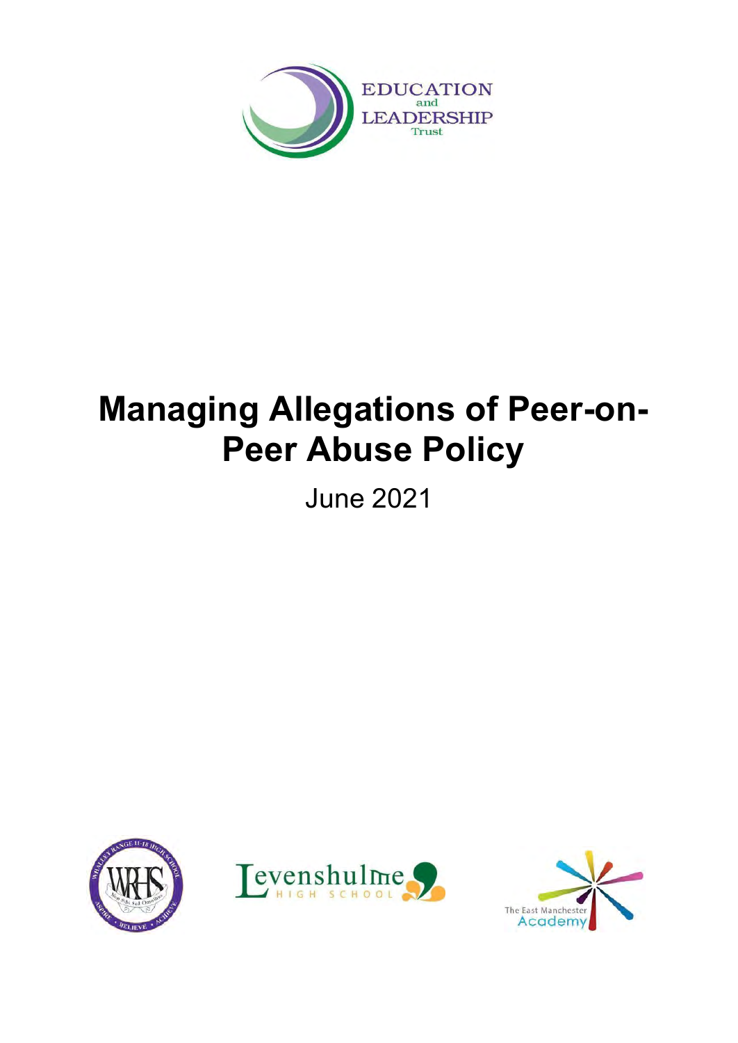EDUCATION and LEADERSHIP Trust

# Managing Allegations of Peer-on-Peer Abuse Policy

June 2021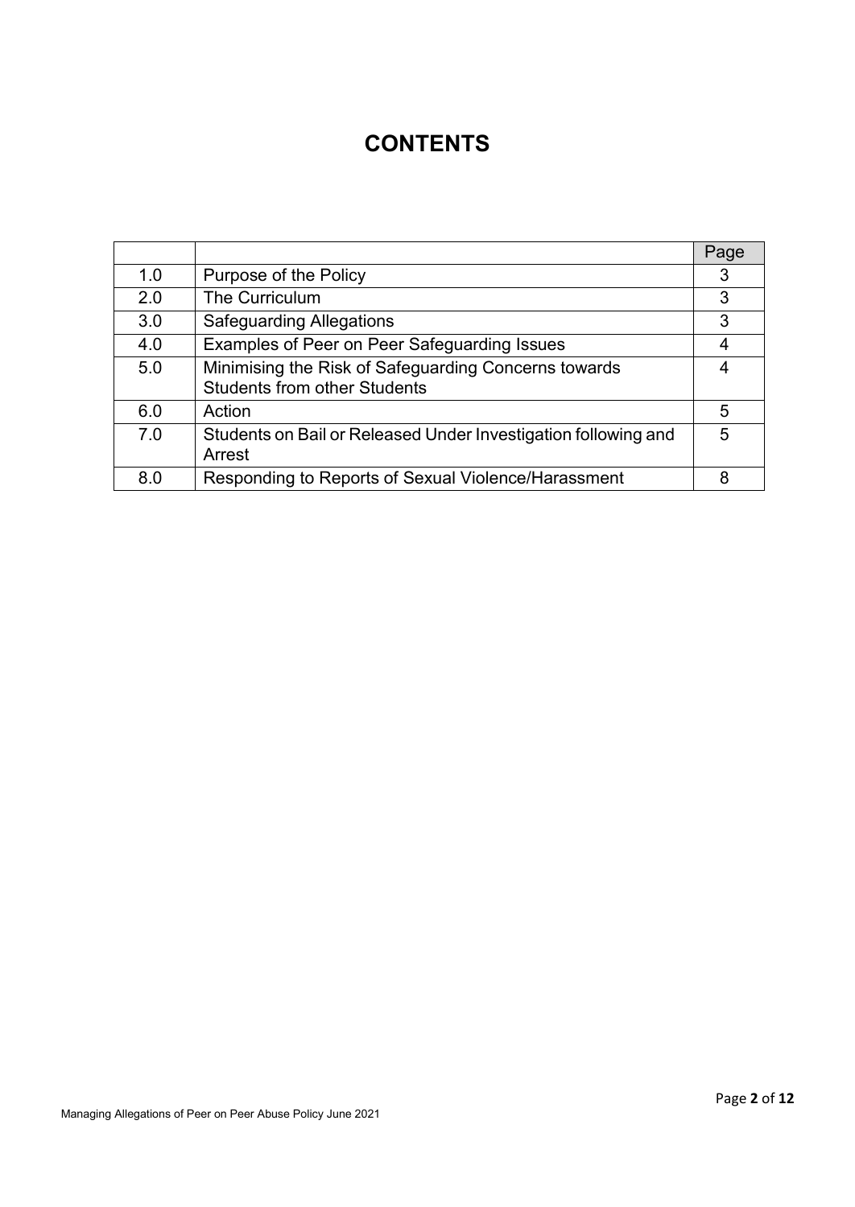# CONTENTS

| | | Page |
|---|---|---|
| 1.0 | Purpose of the Policy | 3 |
| 2.0 | The Curriculum | 3 |
| 3.0 | Safeguarding Allegations | 3 |
| 4.0 | Examples of Peer on Peer Safeguarding Issues | 4 |
| 5.0 | Minimising the Risk of Safeguarding Concerns towards Students from other Students | 4 |
| 6.0 | Action | 5 |
| 7.0 | Students on Bail or Released Under Investigation following and Arrest | 5 |
| 8.0 | Responding to Reports of Sexual Violence/Harassment | 8 |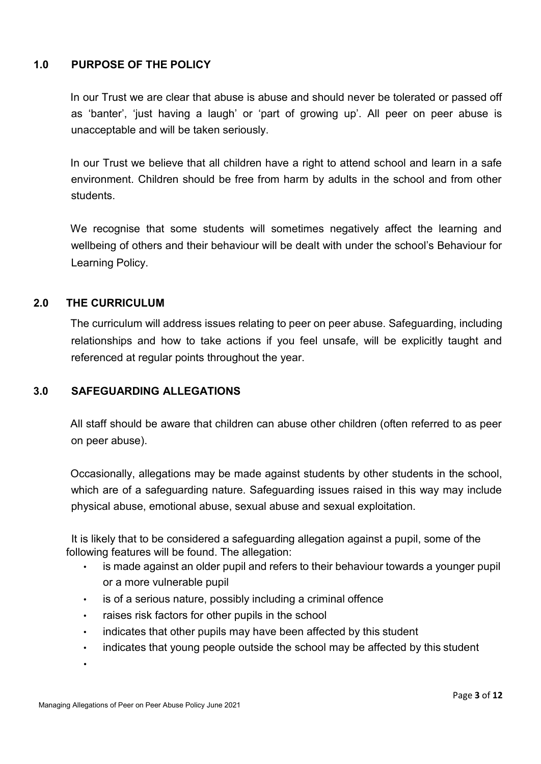## 1.0 PURPOSE OF THE POLICY

In our Trust we are clear that abuse is abuse and should never be tolerated or passed off as 'banter', 'just having a laugh' or 'part of growing up'. All peer on peer abuse is unacceptable and will be taken seriously.

In our Trust we believe that all children have a right to attend school and learn in a safe environment. Children should be free from harm by adults in the school and from other students.

We recognise that some students will sometimes negatively affect the learning and wellbeing of others and their behaviour will be dealt with under the school's Behaviour for Learning Policy.

## 2.0 THE CURRICULUM

The curriculum will address issues relating to peer on peer abuse. Safeguarding, including relationships and how to take actions if you feel unsafe, will be explicitly taught and referenced at regular points throughout the year.

## 3.0 SAFEGUARDING ALLEGATIONS

All staff should be aware that children can abuse other children (often referred to as peer on peer abuse).

Occasionally, allegations may be made against students by other students in the school, which are of a safeguarding nature. Safeguarding issues raised in this way may include physical abuse, emotional abuse, sexual abuse and sexual exploitation.

It is likely that to be considered a safeguarding allegation against a pupil, some of the following features will be found. The allegation:

- is made against an older pupil and refers to their behaviour towards a younger pupil or a more vulnerable pupil
- is of a serious nature, possibly including a criminal offence
- raises risk factors for other pupils in the school
- indicates that other pupils may have been affected by this student
- indicates that young people outside the school may be affected by this student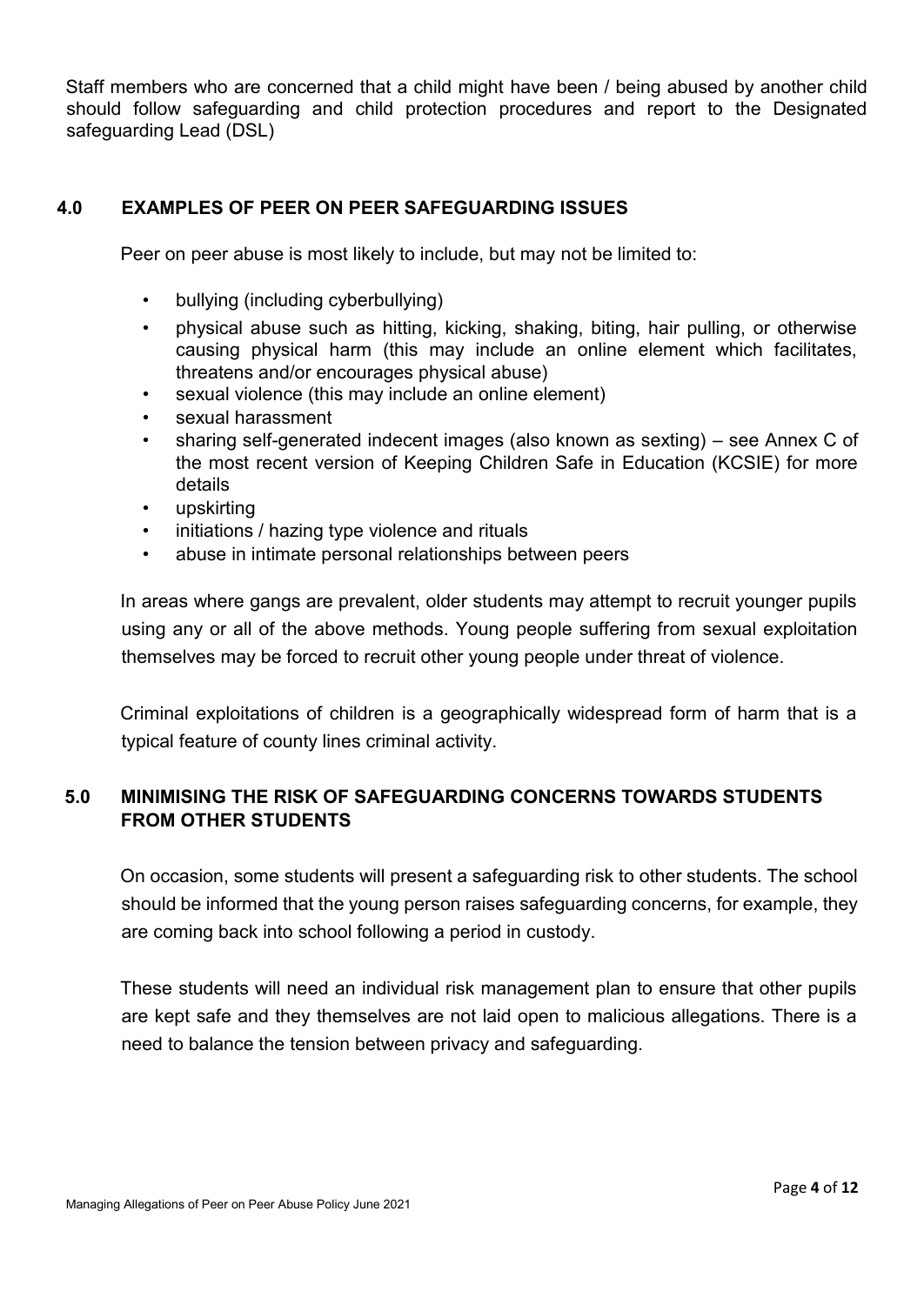Staff members who are concerned that a child might have been / being abused by another child should follow safeguarding and child protection procedures and report to the Designated safeguarding Lead (DSL)

## 4.0 EXAMPLES OF PEER ON PEER SAFEGUARDING ISSUES

Peer on peer abuse is most likely to include, but may not be limited to:

- bullying (including cyberbullying)
- physical abuse such as hitting, kicking, shaking, biting, hair pulling, or otherwise causing physical harm (this may include an online element which facilitates, threatens and/or encourages physical abuse)
- sexual violence (this may include an online element)
- sexual harassment
- sharing self-generated indecent images (also known as sexting) – see Annex C of the most recent version of Keeping Children Safe in Education (KCSIE) for more details
- upskirting
- initiations / hazing type violence and rituals
- abuse in intimate personal relationships between peers

In areas where gangs are prevalent, older students may attempt to recruit younger pupils using any or all of the above methods. Young people suffering from sexual exploitation themselves may be forced to recruit other young people under threat of violence.

Criminal exploitations of children is a geographically widespread form of harm that is a typical feature of county lines criminal activity.

## 5.0 MINIMISING THE RISK OF SAFEGUARDING CONCERNS TOWARDS STUDENTS FROM OTHER STUDENTS

On occasion, some students will present a safeguarding risk to other students. The school should be informed that the young person raises safeguarding concerns, for example, they are coming back into school following a period in custody.

These students will need an individual risk management plan to ensure that other pupils are kept safe and they themselves are not laid open to malicious allegations. There is a need to balance the tension between privacy and safeguarding.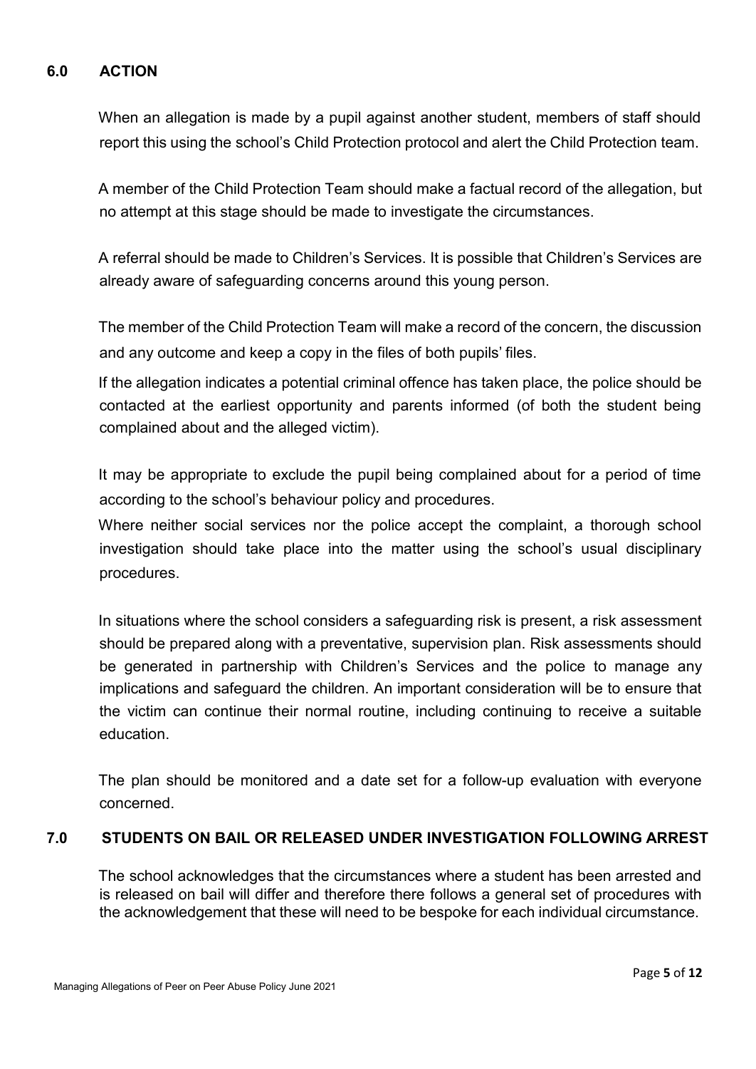## 6.0 ACTION

When an allegation is made by a pupil against another student, members of staff should report this using the school's Child Protection protocol and alert the Child Protection team.

A member of the Child Protection Team should make a factual record of the allegation, but no attempt at this stage should be made to investigate the circumstances.

A referral should be made to Children's Services. It is possible that Children's Services are already aware of safeguarding concerns around this young person.

The member of the Child Protection Team will make a record of the concern, the discussion and any outcome and keep a copy in the files of both pupils' files.

If the allegation indicates a potential criminal offence has taken place, the police should be contacted at the earliest opportunity and parents informed (of both the student being complained about and the alleged victim).

It may be appropriate to exclude the pupil being complained about for a period of time according to the school's behaviour policy and procedures.

Where neither social services nor the police accept the complaint, a thorough school investigation should take place into the matter using the school's usual disciplinary procedures.

In situations where the school considers a safeguarding risk is present, a risk assessment should be prepared along with a preventative, supervision plan. Risk assessments should be generated in partnership with Children's Services and the police to manage any implications and safeguard the children. An important consideration will be to ensure that the victim can continue their normal routine, including continuing to receive a suitable education.

The plan should be monitored and a date set for a follow-up evaluation with everyone concerned.

## 7.0 STUDENTS ON BAIL OR RELEASED UNDER INVESTIGATION FOLLOWING ARREST

The school acknowledges that the circumstances where a student has been arrested and is released on bail will differ and therefore there follows a general set of procedures with the acknowledgement that these will need to be bespoke for each individual circumstance.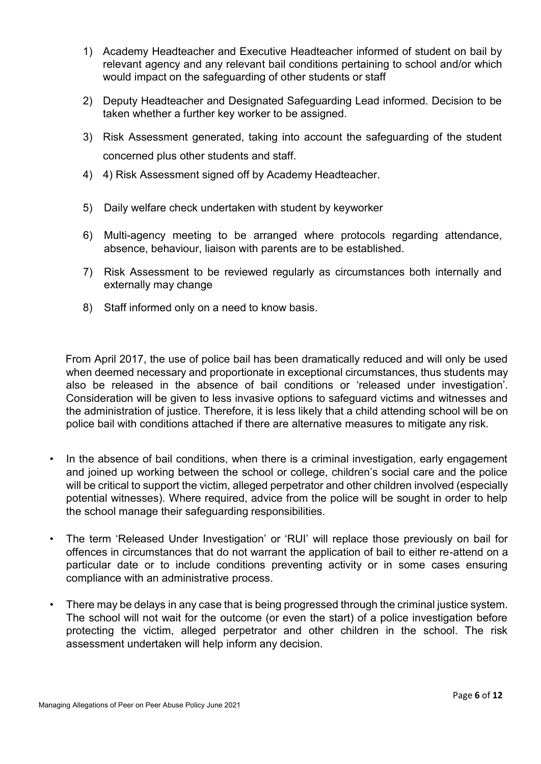1) Academy Headteacher and Executive Headteacher informed of student on bail by relevant agency and any relevant bail conditions pertaining to school and/or which would impact on the safeguarding of other students or staff
2) Deputy Headteacher and Designated Safeguarding Lead informed. Decision to be taken whether a further key worker to be assigned.
3) Risk Assessment generated, taking into account the safeguarding of the student concerned plus other students and staff.
4) 4) Risk Assessment signed off by Academy Headteacher.
5) Daily welfare check undertaken with student by keyworker
6) Multi-agency meeting to be arranged where protocols regarding attendance, absence, behaviour, liaison with parents are to be established.
7) Risk Assessment to be reviewed regularly as circumstances both internally and externally may change
8) Staff informed only on a need to know basis.

From April 2017, the use of police bail has been dramatically reduced and will only be used when deemed necessary and proportionate in exceptional circumstances, thus students may also be released in the absence of bail conditions or 'released under investigation'. Consideration will be given to less invasive options to safeguard victims and witnesses and the administration of justice. Therefore, it is less likely that a child attending school will be on police bail with conditions attached if there are alternative measures to mitigate any risk.

- In the absence of bail conditions, when there is a criminal investigation, early engagement and joined up working between the school or college, children's social care and the police will be critical to support the victim, alleged perpetrator and other children involved (especially potential witnesses). Where required, advice from the police will be sought in order to help the school manage their safeguarding responsibilities.
- The term 'Released Under Investigation' or 'RUI' will replace those previously on bail for offences in circumstances that do not warrant the application of bail to either re-attend on a particular date or to include conditions preventing activity or in some cases ensuring compliance with an administrative process.
- There may be delays in any case that is being progressed through the criminal justice system. The school will not wait for the outcome (or even the start) of a police investigation before protecting the victim, alleged perpetrator and other children in the school. The risk assessment undertaken will help inform any decision.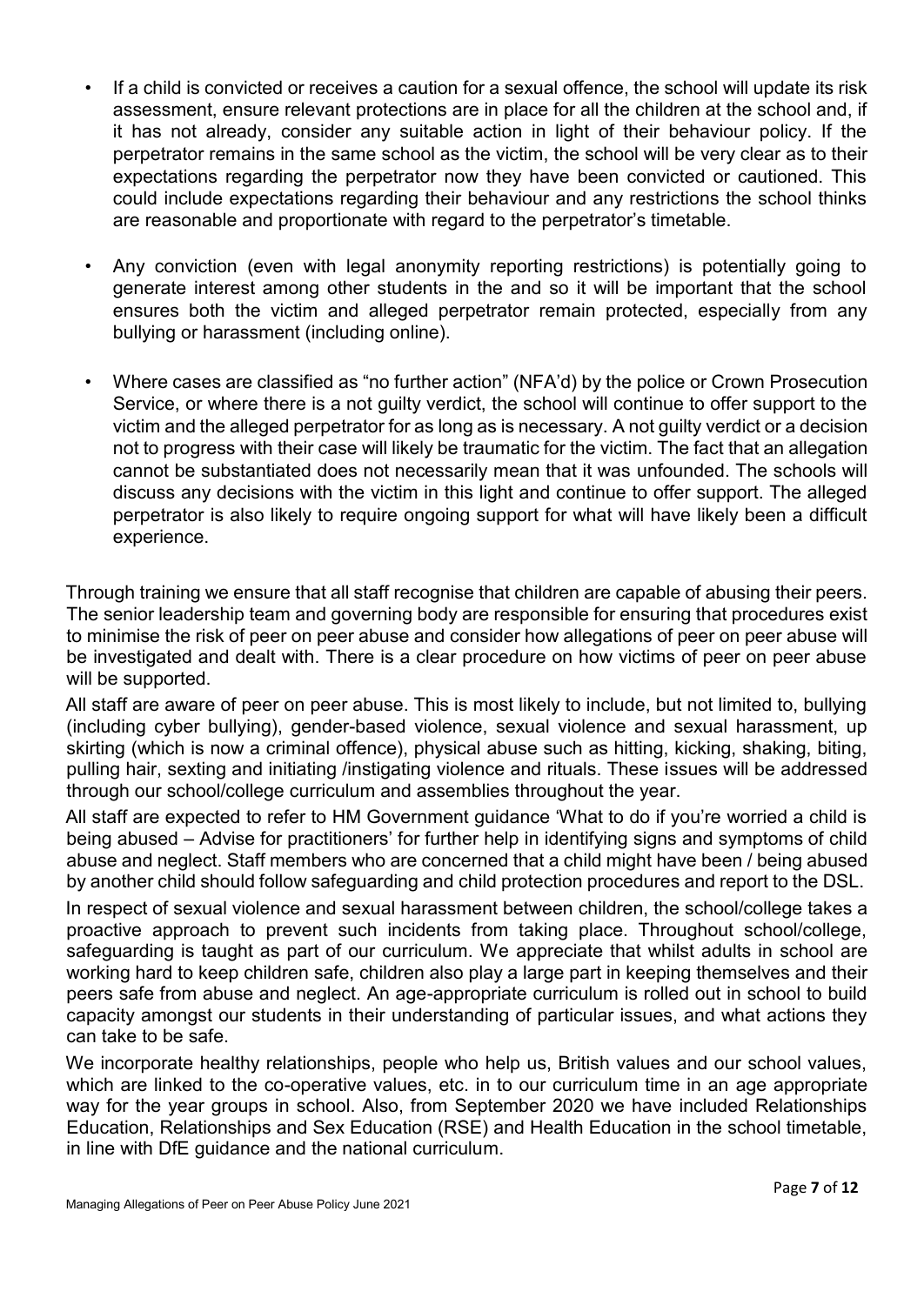- If a child is convicted or receives a caution for a sexual offence, the school will update its risk assessment, ensure relevant protections are in place for all the children at the school and, if it has not already, consider any suitable action in light of their behaviour policy. If the perpetrator remains in the same school as the victim, the school will be very clear as to their expectations regarding the perpetrator now they have been convicted or cautioned. This could include expectations regarding their behaviour and any restrictions the school thinks are reasonable and proportionate with regard to the perpetrator's timetable.

- Any conviction (even with legal anonymity reporting restrictions) is potentially going to generate interest among other students in the and so it will be important that the school ensures both the victim and alleged perpetrator remain protected, especially from any bullying or harassment (including online).

- Where cases are classified as "no further action" (NFA'd) by the police or Crown Prosecution Service, or where there is a not guilty verdict, the school will continue to offer support to the victim and the alleged perpetrator for as long as is necessary. A not guilty verdict or a decision not to progress with their case will likely be traumatic for the victim. The fact that an allegation cannot be substantiated does not necessarily mean that it was unfounded. The schools will discuss any decisions with the victim in this light and continue to offer support. The alleged perpetrator is also likely to require ongoing support for what will have likely been a difficult experience.

Through training we ensure that all staff recognise that children are capable of abusing their peers. The senior leadership team and governing body are responsible for ensuring that procedures exist to minimise the risk of peer on peer abuse and consider how allegations of peer on peer abuse will be investigated and dealt with. There is a clear procedure on how victims of peer on peer abuse will be supported.

All staff are aware of peer on peer abuse. This is most likely to include, but not limited to, bullying (including cyber bullying), gender-based violence, sexual violence and sexual harassment, up skirting (which is now a criminal offence), physical abuse such as hitting, kicking, shaking, biting, pulling hair, sexting and initiating /instigating violence and rituals. These issues will be addressed through our school/college curriculum and assemblies throughout the year.

All staff are expected to refer to HM Government guidance 'What to do if you're worried a child is being abused – Advise for practitioners' for further help in identifying signs and symptoms of child abuse and neglect. Staff members who are concerned that a child might have been / being abused by another child should follow safeguarding and child protection procedures and report to the DSL.

In respect of sexual violence and sexual harassment between children, the school/college takes a proactive approach to prevent such incidents from taking place. Throughout school/college, safeguarding is taught as part of our curriculum. We appreciate that whilst adults in school are working hard to keep children safe, children also play a large part in keeping themselves and their peers safe from abuse and neglect. An age-appropriate curriculum is rolled out in school to build capacity amongst our students in their understanding of particular issues, and what actions they can take to be safe.

We incorporate healthy relationships, people who help us, British values and our school values, which are linked to the co-operative values, etc. in to our curriculum time in an age appropriate way for the year groups in school. Also, from September 2020 we have included Relationships Education, Relationships and Sex Education (RSE) and Health Education in the school timetable, in line with DfE guidance and the national curriculum.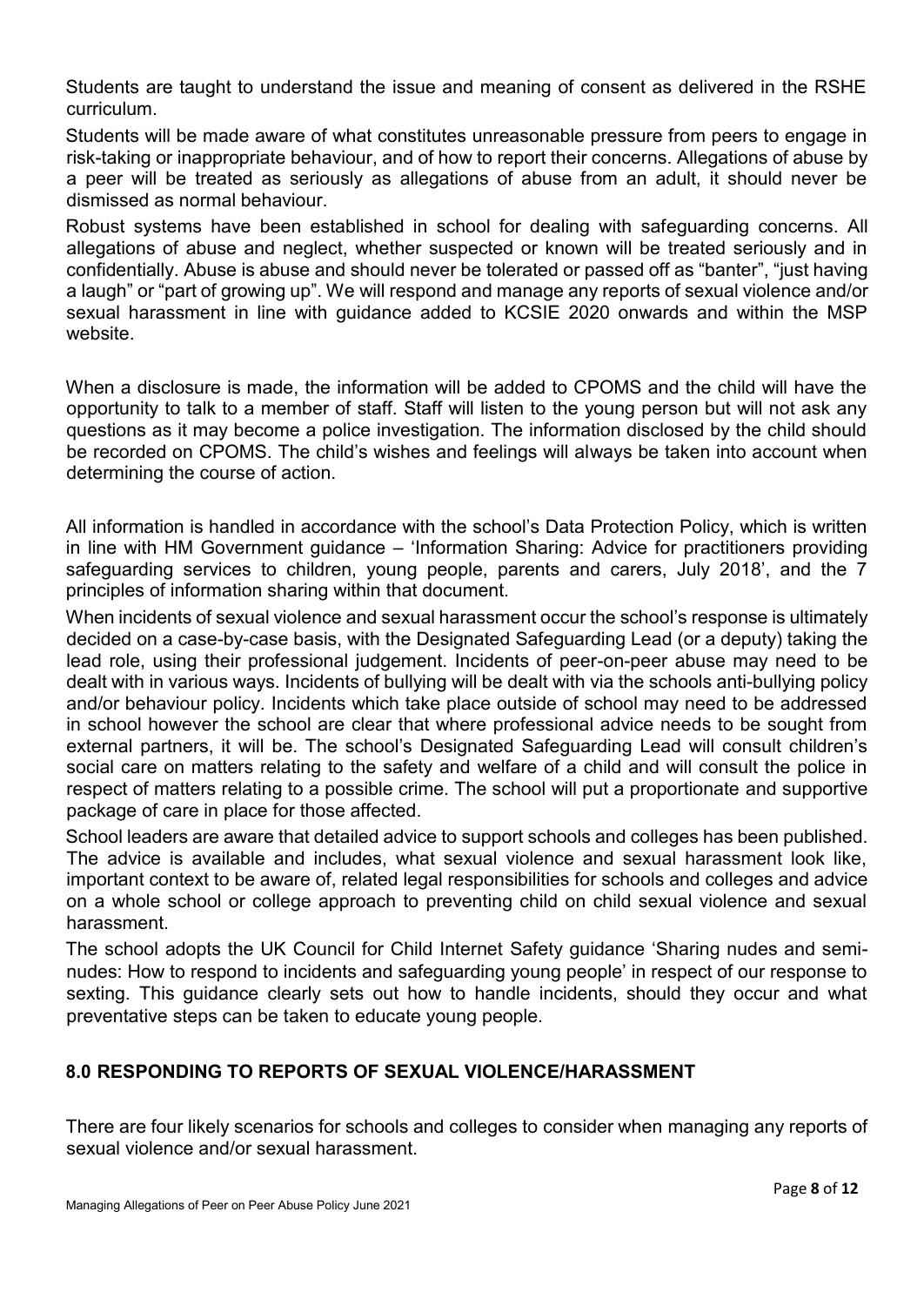Students are taught to understand the issue and meaning of consent as delivered in the RSHE curriculum.

Students will be made aware of what constitutes unreasonable pressure from peers to engage in risk-taking or inappropriate behaviour, and of how to report their concerns. Allegations of abuse by a peer will be treated as seriously as allegations of abuse from an adult, it should never be dismissed as normal behaviour.

Robust systems have been established in school for dealing with safeguarding concerns. All allegations of abuse and neglect, whether suspected or known will be treated seriously and in confidentially. Abuse is abuse and should never be tolerated or passed off as "banter", "just having a laugh" or "part of growing up". We will respond and manage any reports of sexual violence and/or sexual harassment in line with guidance added to KCSIE 2020 onwards and within the MSP website.

When a disclosure is made, the information will be added to CPOMS and the child will have the opportunity to talk to a member of staff. Staff will listen to the young person but will not ask any questions as it may become a police investigation. The information disclosed by the child should be recorded on CPOMS. The child's wishes and feelings will always be taken into account when determining the course of action.

All information is handled in accordance with the school's Data Protection Policy, which is written in line with HM Government guidance – 'Information Sharing: Advice for practitioners providing safeguarding services to children, young people, parents and carers, July 2018', and the 7 principles of information sharing within that document.

When incidents of sexual violence and sexual harassment occur the school's response is ultimately decided on a case-by-case basis, with the Designated Safeguarding Lead (or a deputy) taking the lead role, using their professional judgement. Incidents of peer-on-peer abuse may need to be dealt with in various ways. Incidents of bullying will be dealt with via the schools anti-bullying policy and/or behaviour policy. Incidents which take place outside of school may need to be addressed in school however the school are clear that where professional advice needs to be sought from external partners, it will be. The school's Designated Safeguarding Lead will consult children's social care on matters relating to the safety and welfare of a child and will consult the police in respect of matters relating to a possible crime. The school will put a proportionate and supportive package of care in place for those affected.

School leaders are aware that detailed advice to support schools and colleges has been published. The advice is available and includes, what sexual violence and sexual harassment look like, important context to be aware of, related legal responsibilities for schools and colleges and advice on a whole school or college approach to preventing child on child sexual violence and sexual harassment.

The school adopts the UK Council for Child Internet Safety guidance 'Sharing nudes and semi-nudes: How to respond to incidents and safeguarding young people' in respect of our response to sexting. This guidance clearly sets out how to handle incidents, should they occur and what preventative steps can be taken to educate young people.

## 8.0 RESPONDING TO REPORTS OF SEXUAL VIOLENCE/HARASSMENT

There are four likely scenarios for schools and colleges to consider when managing any reports of sexual violence and/or sexual harassment.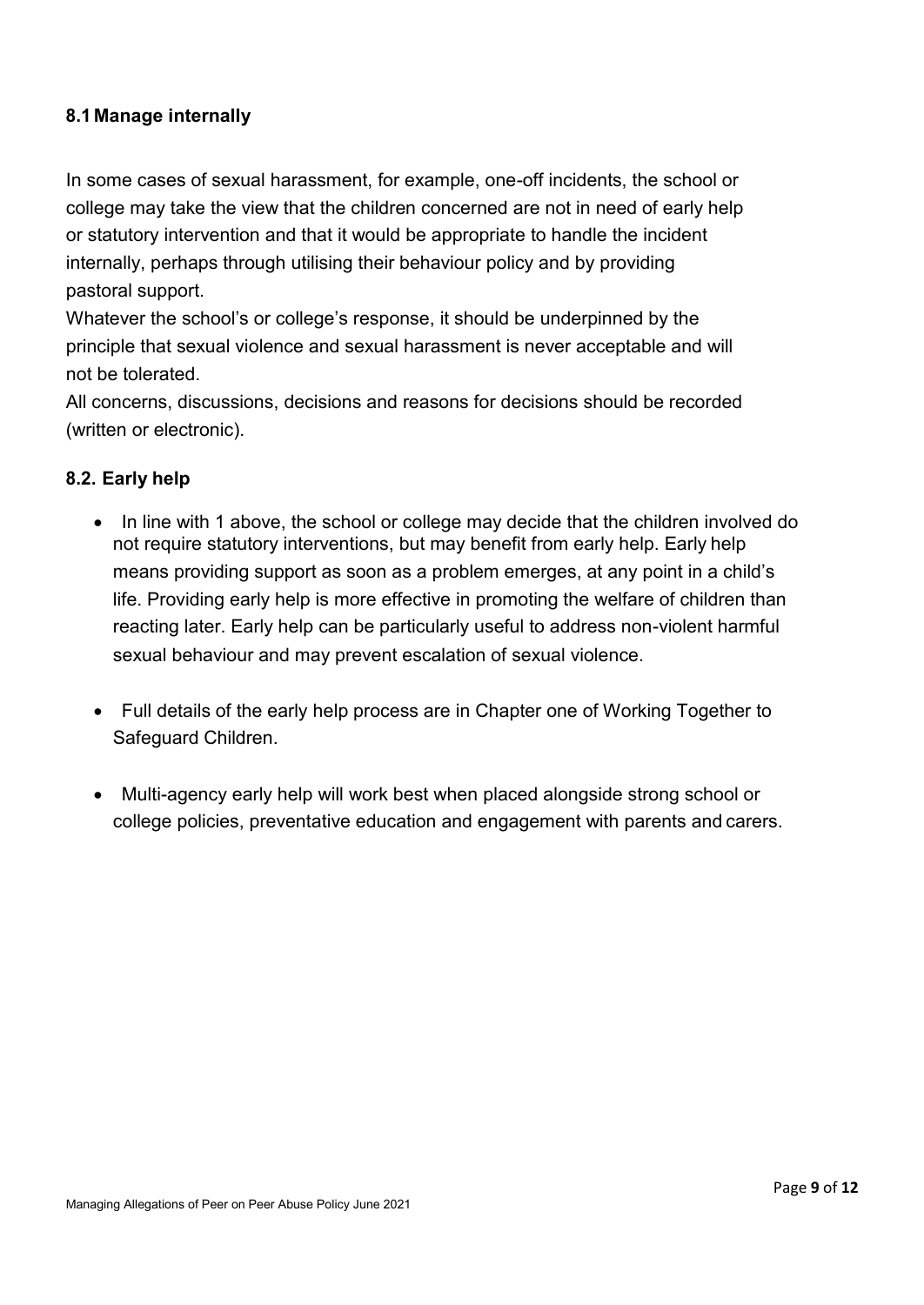### 8.1 Manage internally

In some cases of sexual harassment, for example, one-off incidents, the school or college may take the view that the children concerned are not in need of early help or statutory intervention and that it would be appropriate to handle the incident internally, perhaps through utilising their behaviour policy and by providing pastoral support.

Whatever the school's or college's response, it should be underpinned by the principle that sexual violence and sexual harassment is never acceptable and will not be tolerated.

All concerns, discussions, decisions and reasons for decisions should be recorded (written or electronic).

### 8.2. Early help

- In line with 1 above, the school or college may decide that the children involved do not require statutory interventions, but may benefit from early help. Early help means providing support as soon as a problem emerges, at any point in a child's life. Providing early help is more effective in promoting the welfare of children than reacting later. Early help can be particularly useful to address non-violent harmful sexual behaviour and may prevent escalation of sexual violence.

- Full details of the early help process are in Chapter one of Working Together to Safeguard Children.

- Multi-agency early help will work best when placed alongside strong school or college policies, preventative education and engagement with parents and carers.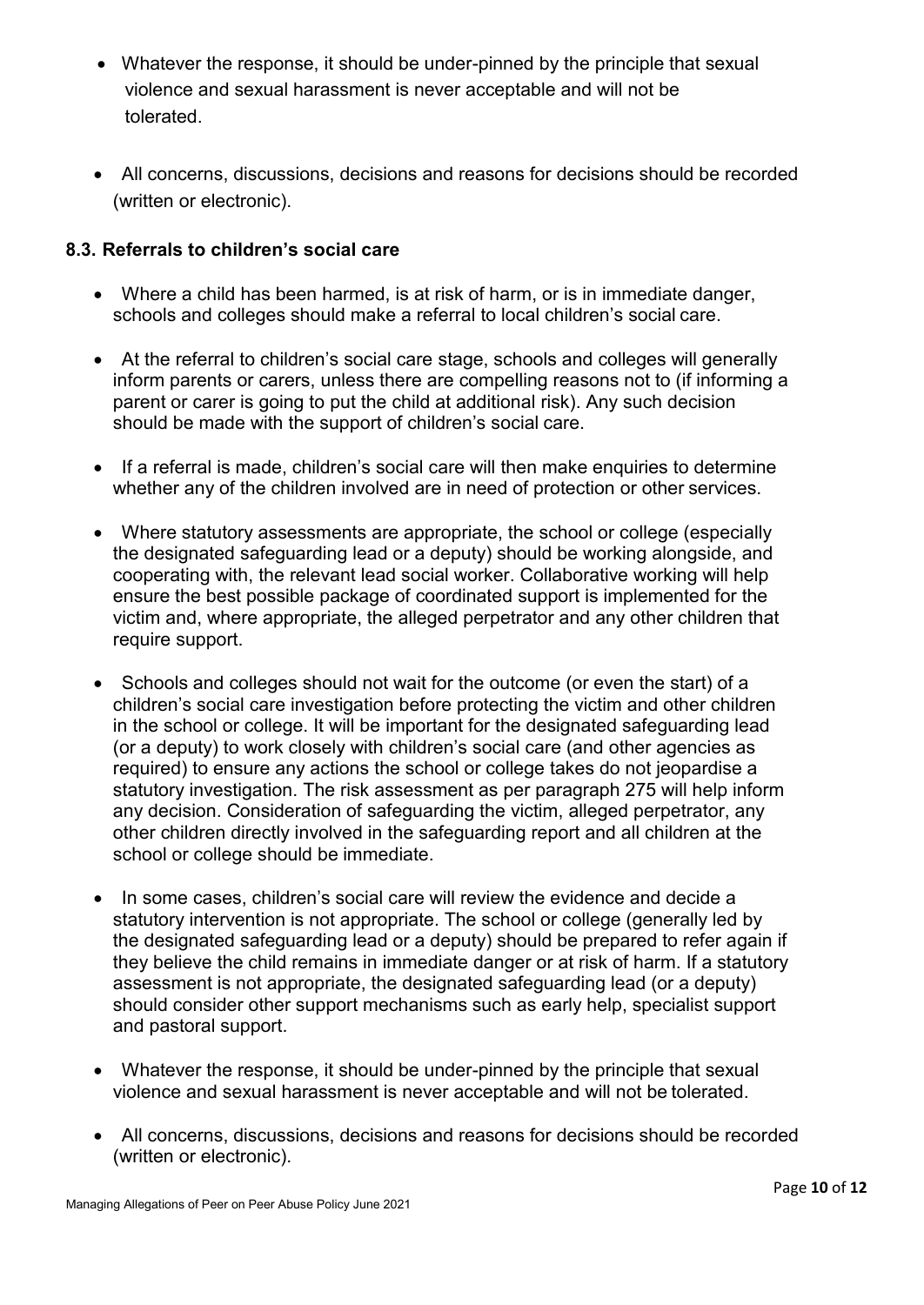- Whatever the response, it should be under-pinned by the principle that sexual violence and sexual harassment is never acceptable and will not be tolerated.
- All concerns, discussions, decisions and reasons for decisions should be recorded (written or electronic).

### 8.3. Referrals to children's social care

- Where a child has been harmed, is at risk of harm, or is in immediate danger, schools and colleges should make a referral to local children's social care.
- At the referral to children's social care stage, schools and colleges will generally inform parents or carers, unless there are compelling reasons not to (if informing a parent or carer is going to put the child at additional risk). Any such decision should be made with the support of children's social care.
- If a referral is made, children's social care will then make enquiries to determine whether any of the children involved are in need of protection or other services.
- Where statutory assessments are appropriate, the school or college (especially the designated safeguarding lead or a deputy) should be working alongside, and cooperating with, the relevant lead social worker. Collaborative working will help ensure the best possible package of coordinated support is implemented for the victim and, where appropriate, the alleged perpetrator and any other children that require support.
- Schools and colleges should not wait for the outcome (or even the start) of a children's social care investigation before protecting the victim and other children in the school or college. It will be important for the designated safeguarding lead (or a deputy) to work closely with children's social care (and other agencies as required) to ensure any actions the school or college takes do not jeopardise a statutory investigation. The risk assessment as per paragraph 275 will help inform any decision. Consideration of safeguarding the victim, alleged perpetrator, any other children directly involved in the safeguarding report and all children at the school or college should be immediate.
- In some cases, children's social care will review the evidence and decide a statutory intervention is not appropriate. The school or college (generally led by the designated safeguarding lead or a deputy) should be prepared to refer again if they believe the child remains in immediate danger or at risk of harm. If a statutory assessment is not appropriate, the designated safeguarding lead (or a deputy) should consider other support mechanisms such as early help, specialist support and pastoral support.
- Whatever the response, it should be under-pinned by the principle that sexual violence and sexual harassment is never acceptable and will not be tolerated.
- All concerns, discussions, decisions and reasons for decisions should be recorded (written or electronic).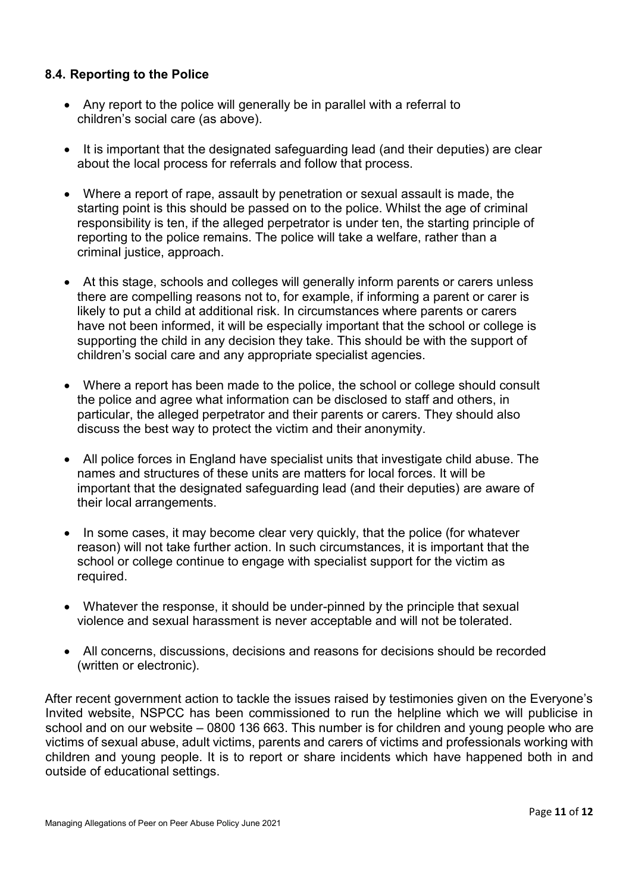### 8.4. Reporting to the Police

- Any report to the police will generally be in parallel with a referral to children's social care (as above).
- It is important that the designated safeguarding lead (and their deputies) are clear about the local process for referrals and follow that process.
- Where a report of rape, assault by penetration or sexual assault is made, the starting point is this should be passed on to the police. Whilst the age of criminal responsibility is ten, if the alleged perpetrator is under ten, the starting principle of reporting to the police remains. The police will take a welfare, rather than a criminal justice, approach.
- At this stage, schools and colleges will generally inform parents or carers unless there are compelling reasons not to, for example, if informing a parent or carer is likely to put a child at additional risk. In circumstances where parents or carers have not been informed, it will be especially important that the school or college is supporting the child in any decision they take. This should be with the support of children's social care and any appropriate specialist agencies.
- Where a report has been made to the police, the school or college should consult the police and agree what information can be disclosed to staff and others, in particular, the alleged perpetrator and their parents or carers. They should also discuss the best way to protect the victim and their anonymity.
- All police forces in England have specialist units that investigate child abuse. The names and structures of these units are matters for local forces. It will be important that the designated safeguarding lead (and their deputies) are aware of their local arrangements.
- In some cases, it may become clear very quickly, that the police (for whatever reason) will not take further action. In such circumstances, it is important that the school or college continue to engage with specialist support for the victim as required.
- Whatever the response, it should be under-pinned by the principle that sexual violence and sexual harassment is never acceptable and will not be tolerated.
- All concerns, discussions, decisions and reasons for decisions should be recorded (written or electronic).

After recent government action to tackle the issues raised by testimonies given on the Everyone's Invited website, NSPCC has been commissioned to run the helpline which we will publicise in school and on our website – 0800 136 663. This number is for children and young people who are victims of sexual abuse, adult victims, parents and carers of victims and professionals working with children and young people. It is to report or share incidents which have happened both in and outside of educational settings.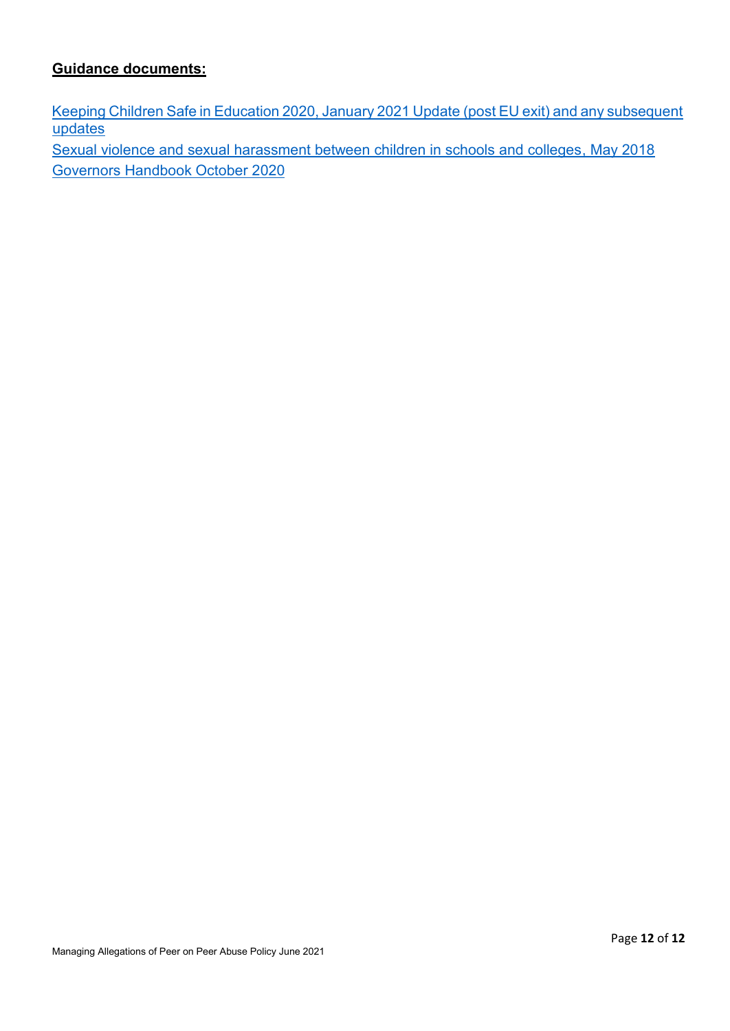**Guidance documents:**

Keeping Children Safe in Education 2020, January 2021 Update (post EU exit) and any subsequent updates

Sexual violence and sexual harassment between children in schools and colleges, May 2018

Governors Handbook October 2020